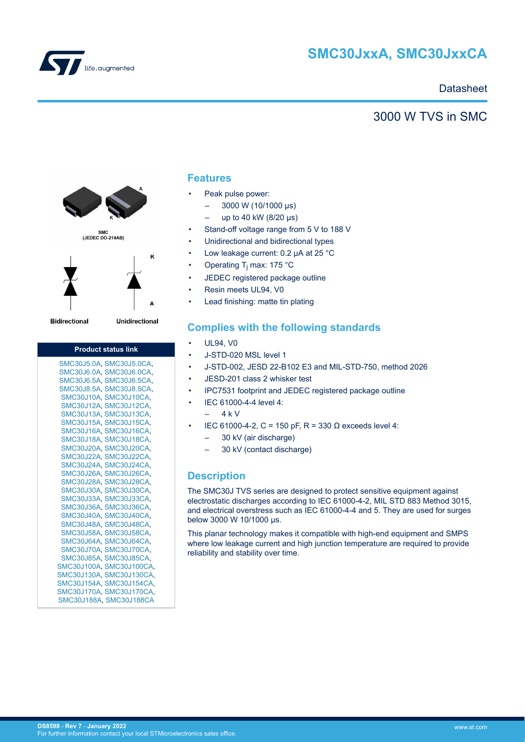# SMC30JxxA, SMC30JxxCA

Datasheet

## 3000 W TVS in SMC

SMC
(JEDEC DO-214AB)

Bidirectional Unidirectional

| Product status link |
| --- |
| SMC30J5.0A, SMC30J5.0CA, SMC30J6.0A, SMC30J6.0CA, SMC30J6.5A, SMC30J6.5CA, SMC30J8.5A, SMC30J8.5CA, SMC30J10A, SMC30J10CA, SMC30J12A, SMC30J12CA, SMC30J13A, SMC30J13CA, SMC30J15A, SMC30J15CA, SMC30J16A, SMC30J16CA, SMC30J18A, SMC30J18CA, SMC30J20A, SMC30J20CA, SMC30J22A, SMC30J22CA, SMC30J24A, SMC30J24CA, SMC30J26A, SMC30J26CA, SMC30J28A, SMC30J28CA, SMC30J30A, SMC30J30CA, SMC30J33A, SMC30J33CA, SMC30J36A, SMC30J36CA, SMC30J40A, SMC30J40CA, SMC30J48A, SMC30J48CA, SMC30J58A, SMC30J58CA, SMC30J64A, SMC30J64CA, SMC30J70A, SMC30J70CA, SMC30J85A, SMC30J85CA, SMC30J100A, SMC30J100CA, SMC30J130A, SMC30J130CA, SMC30J154A, SMC30J154CA, SMC30J170A, SMC30J170CA, SMC30J188A, SMC30J188CA |

## Features

- Peak pulse power:
  - 3000 W (10/1000 µs)
  - up to 40 kW (8/20 µs)
- Stand-off voltage range from 5 V to 188 V
- Unidirectional and bidirectional types
- Low leakage current: 0.2 µA at 25 °C
- Operating $T_j$ max: 175 °C
- JEDEC registered package outline
- Resin meets UL94, V0
- Lead finishing: matte tin plating

## Complies with the following standards

- UL94, V0
- J-STD-020 MSL level 1
- J-STD-002, JESD 22-B102 E3 and MIL-STD-750, method 2026
- JESD-201 class 2 whisker test
- IPC7531 footprint and JEDEC registered package outline
- IEC 61000-4-4 level 4:
  - 4 k V
- IEC 61000-4-2, C = 150 pF, R = 330 Ω exceeds level 4:
  - 30 kV (air discharge)
  - 30 kV (contact discharge)

## Description

The SMC30J TVS series are designed to protect sensitive equipment against electrostatic discharges according to IEC 61000-4-2, MIL STD 883 Method 3015, and electrical overstress such as IEC 61000-4-4 and 5. They are used for surges below 3000 W 10/1000 µs.

This planar technology makes it compatible with high-end equipment and SMPS where low leakage current and high junction temperature are required to provide reliability and stability over time.

DS8598 - Rev 7 - January 2022
For further information contact your local STMicroelectronics sales office.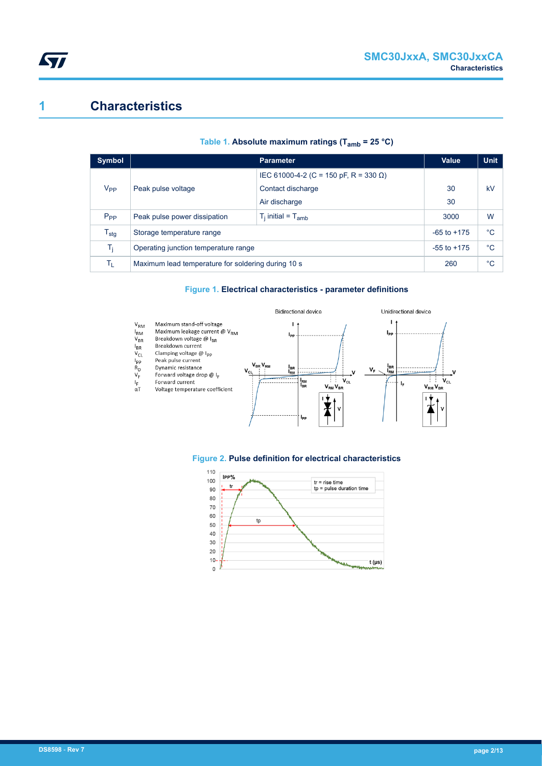# 1 Characteristics

**Table 1. Absolute maximum ratings ($T_{amb}$ = 25 °C)**

| Symbol | Parameter | | Value | Unit |
|---|---|---|---|---|
| $V_{PP}$ | Peak pulse voltage | IEC 61000-4-2 (C = 150 pF, R = 330 Ω) | | kV |
| | | Contact discharge | 30 | |
| | | Air discharge | 30 | |
| $P_{PP}$ | Peak pulse power dissipation | $T_j$ initial = $T_{amb}$ | 3000 | W |
| $T_{stg}$ | Storage temperature range | | -65 to +175 | °C |
| $T_j$ | Operating junction temperature range | | -55 to +175 | °C |
| $T_L$ | Maximum lead temperature for soldering during 10 s | | 260 | °C |

**Figure 1. Electrical characteristics - parameter definitions**

- $V_{RM}$ Maximum stand-off voltage
- $I_{RM}$ Maximum leakage current @ $V_{RM}$
- $V_{BR}$ Breakdown voltage @ $I_{BR}$
- $I_{BR}$ Breakdown current
- $V_{CL}$ Clamping voltage @ $I_{PP}$
- $I_{PP}$ Peak pulse current
- $R_D$ Dynamic resistance
- $V_F$ Forward voltage drop @ $I_F$
- $I_F$ Forward current
- $\alpha T$ Voltage temperature coefficient

Bidirectional device / Unidirectional device

**Figure 2. Pulse definition for electrical characteristics**

tr = rise time
tp = pulse duration time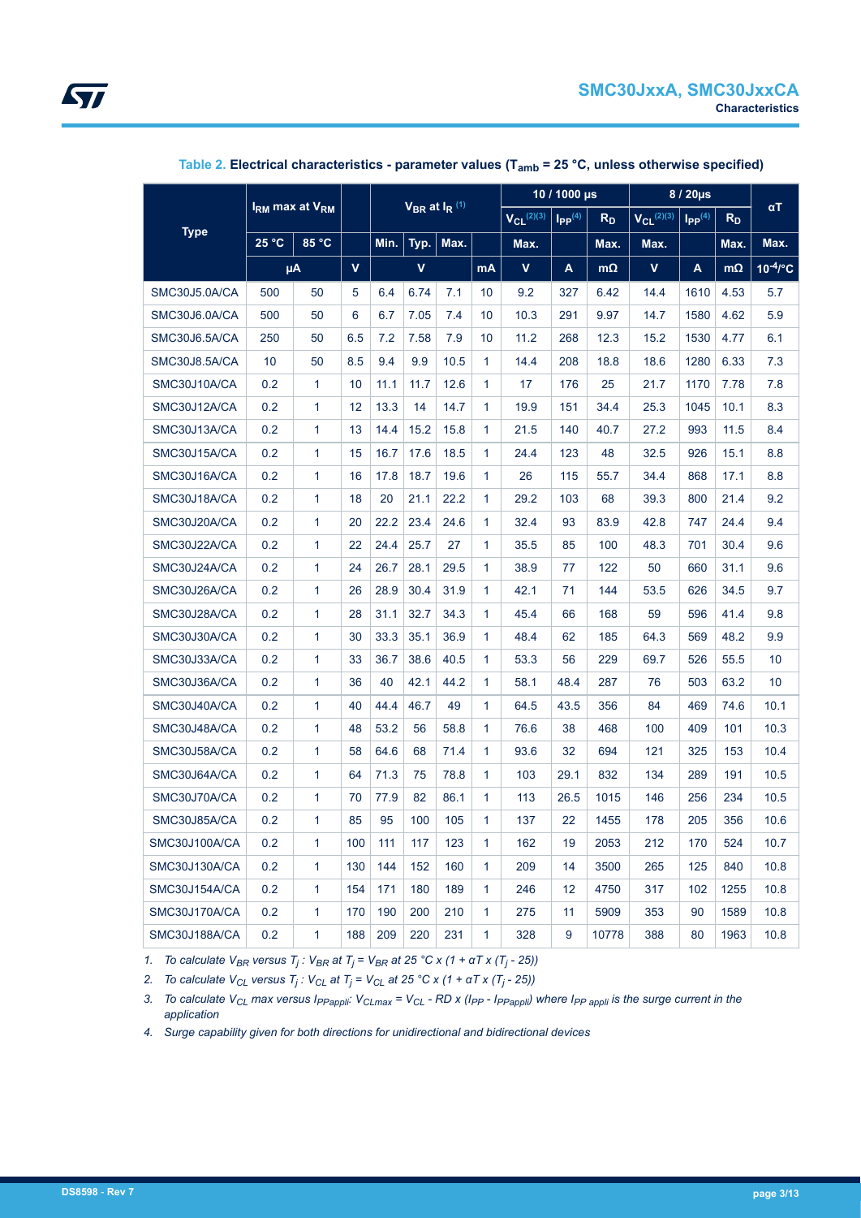**Table 2. Electrical characteristics - parameter values ($T_{amb}$ = 25 °C, unless otherwise specified)**

| Type | $I_{RM}$ max at $V_{RM}$ | | | $V_{BR}$ at $I_R$ (1) | | | | 10 / 1000 µs | | | 8 / 20µs | | | αT |
|---|---|---|---|---|---|---|---|---|---|---|---|---|---|---|
| | | | | | | | | $V_{CL}$ (2)(3) | $I_{PP}$ (4) | $R_D$ | $V_{CL}$ (2)(3) | $I_{PP}$ (4) | $R_D$ | |
| | 25 °C | 85 °C | | Min. | Typ. | Max. | | Max. | | Max. | Max. | | Max. | Max. |
| | µA | | V | V | | | mA | V | A | mΩ | V | A | mΩ | $10^{-4}$/°C |
| SMC30J5.0A/CA | 500 | 50 | 5 | 6.4 | 6.74 | 7.1 | 10 | 9.2 | 327 | 6.42 | 14.4 | 1610 | 4.53 | 5.7 |
| SMC30J6.0A/CA | 500 | 50 | 6 | 6.7 | 7.05 | 7.4 | 10 | 10.3 | 291 | 9.97 | 14.7 | 1580 | 4.62 | 5.9 |
| SMC30J6.5A/CA | 250 | 50 | 6.5 | 7.2 | 7.58 | 7.9 | 10 | 11.2 | 268 | 12.3 | 15.2 | 1530 | 4.77 | 6.1 |
| SMC30J8.5A/CA | 10 | 50 | 8.5 | 9.4 | 9.9 | 10.5 | 1 | 14.4 | 208 | 18.8 | 18.6 | 1280 | 6.33 | 7.3 |
| SMC30J10A/CA | 0.2 | 1 | 10 | 11.1 | 11.7 | 12.6 | 1 | 17 | 176 | 25 | 21.7 | 1170 | 7.78 | 7.8 |
| SMC30J12A/CA | 0.2 | 1 | 12 | 13.3 | 14 | 14.7 | 1 | 19.9 | 151 | 34.4 | 25.3 | 1045 | 10.1 | 8.3 |
| SMC30J13A/CA | 0.2 | 1 | 13 | 14.4 | 15.2 | 15.8 | 1 | 21.5 | 140 | 40.7 | 27.2 | 993 | 11.5 | 8.4 |
| SMC30J15A/CA | 0.2 | 1 | 15 | 16.7 | 17.6 | 18.5 | 1 | 24.4 | 123 | 48 | 32.5 | 926 | 15.1 | 8.8 |
| SMC30J16A/CA | 0.2 | 1 | 16 | 17.8 | 18.7 | 19.6 | 1 | 26 | 115 | 55.7 | 34.4 | 868 | 17.1 | 8.8 |
| SMC30J18A/CA | 0.2 | 1 | 18 | 20 | 21.1 | 22.2 | 1 | 29.2 | 103 | 68 | 39.3 | 800 | 21.4 | 9.2 |
| SMC30J20A/CA | 0.2 | 1 | 20 | 22.2 | 23.4 | 24.6 | 1 | 32.4 | 93 | 83.9 | 42.8 | 747 | 24.4 | 9.4 |
| SMC30J22A/CA | 0.2 | 1 | 22 | 24.4 | 25.7 | 27 | 1 | 35.5 | 85 | 100 | 48.3 | 701 | 30.4 | 9.6 |
| SMC30J24A/CA | 0.2 | 1 | 24 | 26.7 | 28.1 | 29.5 | 1 | 38.9 | 77 | 122 | 50 | 660 | 31.1 | 9.6 |
| SMC30J26A/CA | 0.2 | 1 | 26 | 28.9 | 30.4 | 31.9 | 1 | 42.1 | 71 | 144 | 53.5 | 626 | 34.5 | 9.7 |
| SMC30J28A/CA | 0.2 | 1 | 28 | 31.1 | 32.7 | 34.3 | 1 | 45.4 | 66 | 168 | 59 | 596 | 41.4 | 9.8 |
| SMC30J30A/CA | 0.2 | 1 | 30 | 33.3 | 35.1 | 36.9 | 1 | 48.4 | 62 | 185 | 64.3 | 569 | 48.2 | 9.9 |
| SMC30J33A/CA | 0.2 | 1 | 33 | 36.7 | 38.6 | 40.5 | 1 | 53.3 | 56 | 229 | 69.7 | 526 | 55.5 | 10 |
| SMC30J36A/CA | 0.2 | 1 | 36 | 40 | 42.1 | 44.2 | 1 | 58.1 | 48.4 | 287 | 76 | 503 | 63.2 | 10 |
| SMC30J40A/CA | 0.2 | 1 | 40 | 44.4 | 46.7 | 49 | 1 | 64.5 | 43.5 | 356 | 84 | 469 | 74.6 | 10.1 |
| SMC30J48A/CA | 0.2 | 1 | 48 | 53.2 | 56 | 58.8 | 1 | 76.6 | 38 | 468 | 100 | 409 | 101 | 10.3 |
| SMC30J58A/CA | 0.2 | 1 | 58 | 64.6 | 68 | 71.4 | 1 | 93.6 | 32 | 694 | 121 | 325 | 153 | 10.4 |
| SMC30J64A/CA | 0.2 | 1 | 64 | 71.3 | 75 | 78.8 | 1 | 103 | 29.1 | 832 | 134 | 289 | 191 | 10.5 |
| SMC30J70A/CA | 0.2 | 1 | 70 | 77.9 | 82 | 86.1 | 1 | 113 | 26.5 | 1015 | 146 | 256 | 234 | 10.5 |
| SMC30J85A/CA | 0.2 | 1 | 85 | 95 | 100 | 105 | 1 | 137 | 22 | 1455 | 178 | 205 | 356 | 10.6 |
| SMC30J100A/CA | 0.2 | 1 | 100 | 111 | 117 | 123 | 1 | 162 | 19 | 2053 | 212 | 170 | 524 | 10.7 |
| SMC30J130A/CA | 0.2 | 1 | 130 | 144 | 152 | 160 | 1 | 209 | 14 | 3500 | 265 | 125 | 840 | 10.8 |
| SMC30J154A/CA | 0.2 | 1 | 154 | 171 | 180 | 189 | 1 | 246 | 12 | 4750 | 317 | 102 | 1255 | 10.8 |
| SMC30J170A/CA | 0.2 | 1 | 170 | 190 | 200 | 210 | 1 | 275 | 11 | 5909 | 353 | 90 | 1589 | 10.8 |
| SMC30J188A/CA | 0.2 | 1 | 188 | 209 | 220 | 231 | 1 | 328 | 9 | 10778 | 388 | 80 | 1963 | 10.8 |

1. *To calculate $V_{BR}$ versus $T_j$ : $V_{BR}$ at $T_j$ = $V_{BR}$ at 25 °C x (1 + αT x ($T_j$ - 25))*
2. *To calculate $V_{CL}$ versus $T_j$ : $V_{CL}$ at $T_j$ = $V_{CL}$ at 25 °C x (1 + αT x ($T_j$ - 25))*
3. *To calculate $V_{CL}$ max versus $I_{PPappli}$: $V_{CLmax}$ = $V_{CL}$ - RD x ($I_{PP}$ - $I_{PPappli}$) where $I_{PP\ appli}$ is the surge current in the application*
4. *Surge capability given for both directions for unidirectional and bidirectional devices*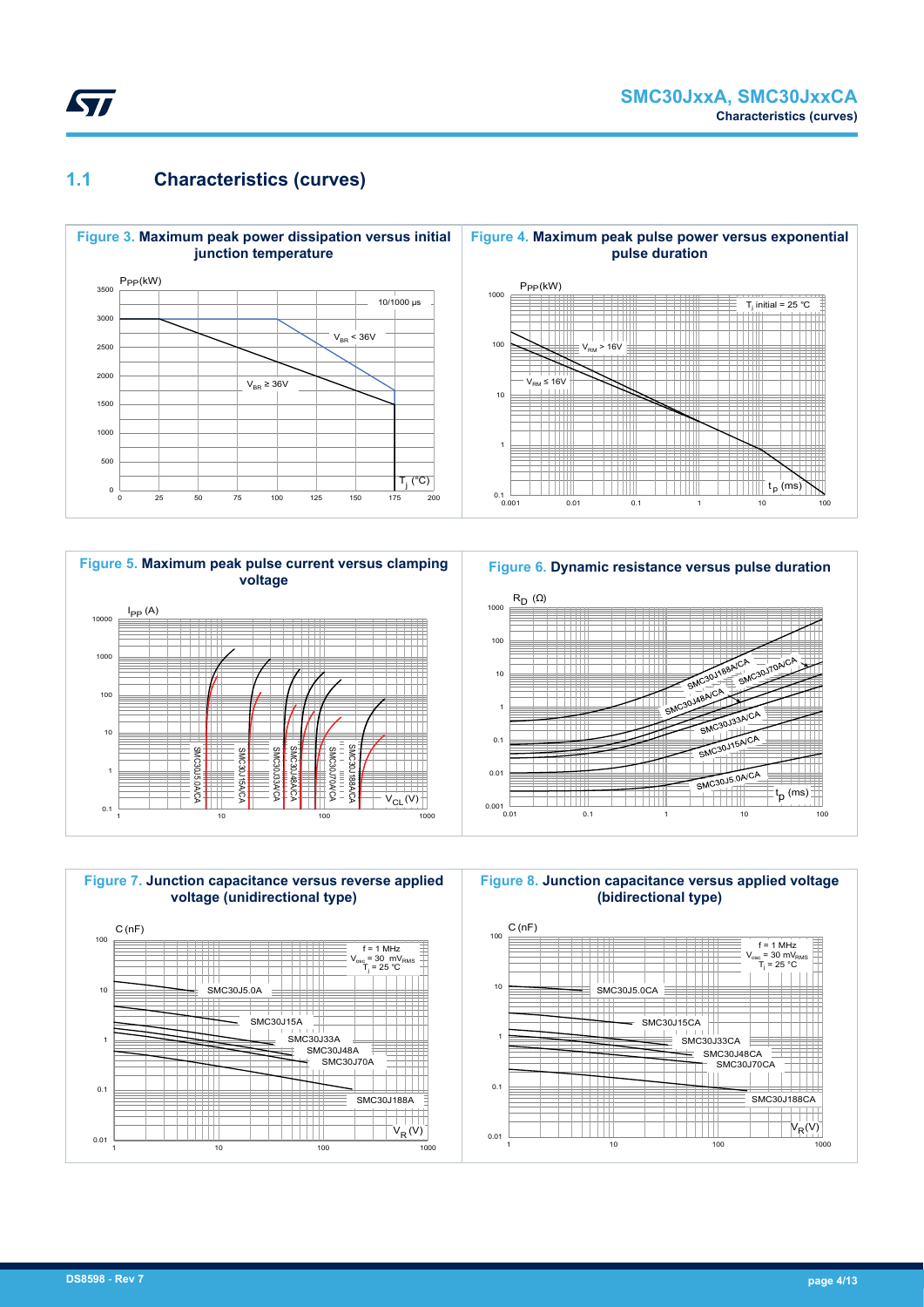## 1.1 Characteristics (curves)

**Figure 3. Maximum peak power dissipation versus initial junction temperature**

**Figure 4. Maximum peak pulse power versus exponential pulse duration**

**Figure 5. Maximum peak pulse current versus clamping voltage**

**Figure 6. Dynamic resistance versus pulse duration**

**Figure 7. Junction capacitance versus reverse applied voltage (unidirectional type)**

**Figure 8. Junction capacitance versus applied voltage (bidirectional type)**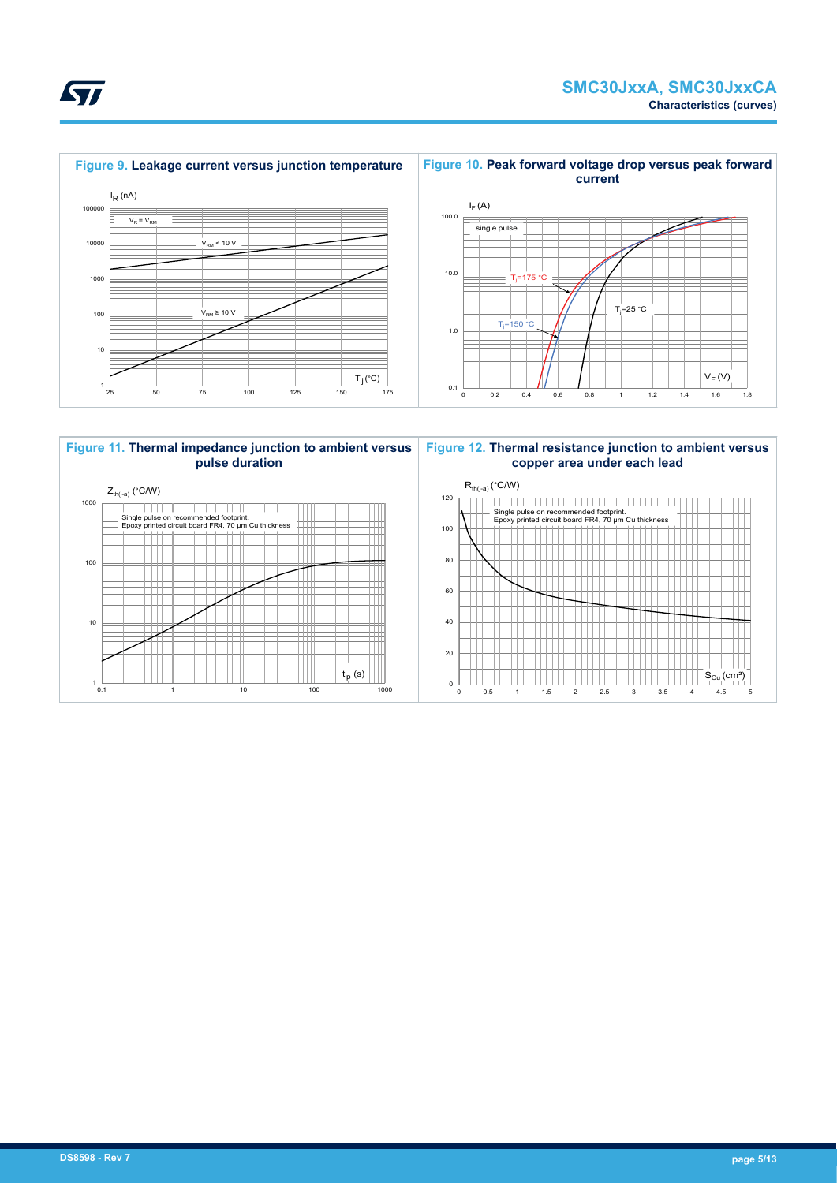**Figure 9. Leakage current versus junction temperature**

$I_R$ (nA)

$V_R = V_{RM}$

$V_{RM} < 10$ V

$V_{RM} \geq 10$ V

$T_j$ (°C)

**Figure 10. Peak forward voltage drop versus peak forward current**

$I_F$ (A)

single pulse

$T_j$=175 °C

$T_j$=150 °C

$T_j$=25 °C

$V_F$ (V)

**Figure 11. Thermal impedance junction to ambient versus pulse duration**

$Z_{th(j-a)}$ (°C/W)

Single pulse on recommended footprint.
Epoxy printed circuit board FR4, 70 µm Cu thickness

$t_p$ (s)

**Figure 12. Thermal resistance junction to ambient versus copper area under each lead**

$R_{th(j-a)}$ (°C/W)

Single pulse on recommended footprint.
Epoxy printed circuit board FR4, 70 µm Cu thickness

$S_{Cu}$ (cm²)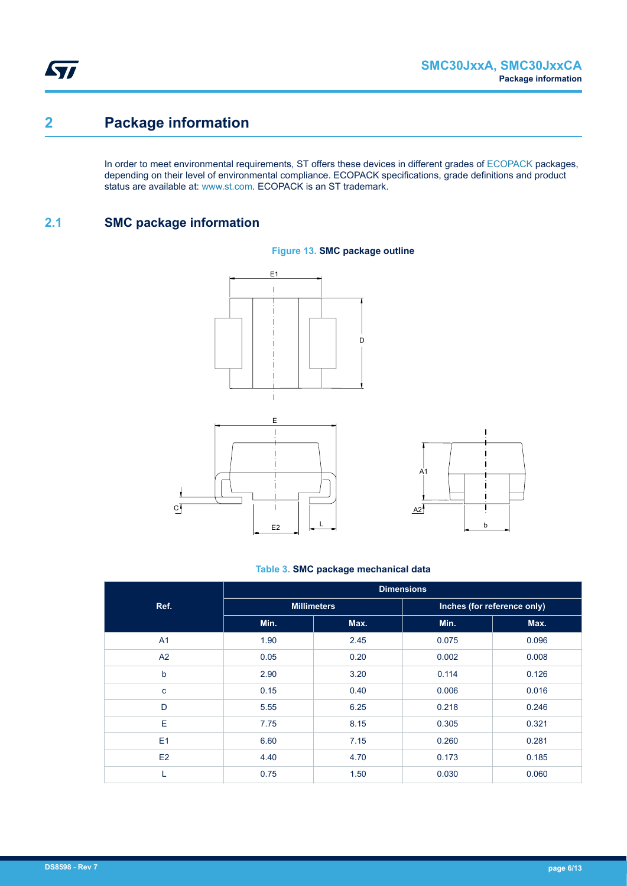# 2 Package information

In order to meet environmental requirements, ST offers these devices in different grades of ECOPACK packages, depending on their level of environmental compliance. ECOPACK specifications, grade definitions and product status are available at: www.st.com. ECOPACK is an ST trademark.

## 2.1 SMC package information

**Figure 13. SMC package outline**

**Table 3. SMC package mechanical data**

| Ref. | Dimensions | | | |
|---|---|---|---|---|
| | Millimeters | | Inches (for reference only) | |
| | Min. | Max. | Min. | Max. |
| A1 | 1.90 | 2.45 | 0.075 | 0.096 |
| A2 | 0.05 | 0.20 | 0.002 | 0.008 |
| b | 2.90 | 3.20 | 0.114 | 0.126 |
| c | 0.15 | 0.40 | 0.006 | 0.016 |
| D | 5.55 | 6.25 | 0.218 | 0.246 |
| E | 7.75 | 8.15 | 0.305 | 0.321 |
| E1 | 6.60 | 7.15 | 0.260 | 0.281 |
| E2 | 4.40 | 4.70 | 0.173 | 0.185 |
| L | 0.75 | 1.50 | 0.030 | 0.060 |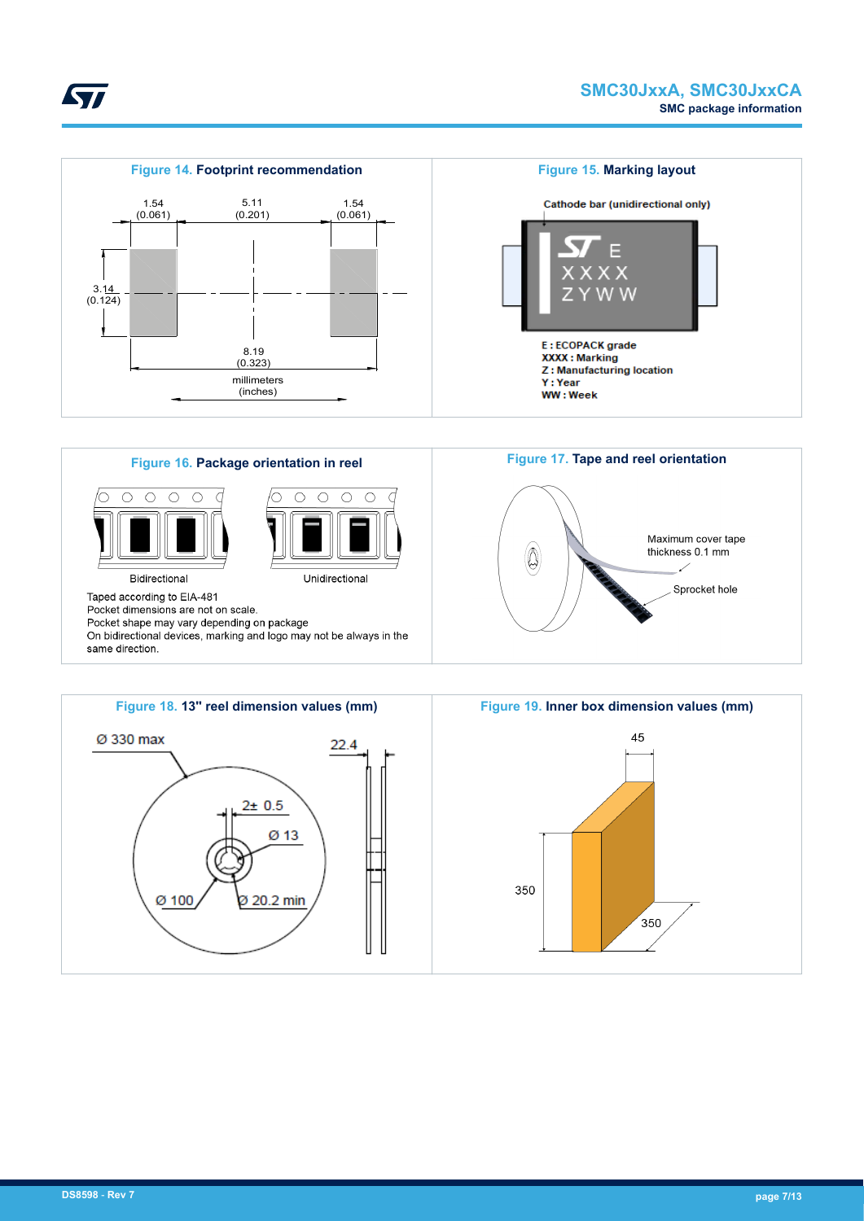**Figure 14. Footprint recommendation**

1.54 (0.061) | 5.11 (0.201) | 1.54 (0.061)

3.14 (0.124)

8.19 (0.323)

millimeters (inches)

**Figure 15. Marking layout**

Cathode bar (unidirectional only)

E
XXXX
ZYWW

- **E : ECOPACK grade**
- **XXXX : Marking**
- **Z : Manufacturing location**
- **Y : Year**
- **WW : Week**

**Figure 16. Package orientation in reel**

Bidirectional | Unidirectional

Taped according to EIA-481
Pocket dimensions are not on scale.
Pocket shape may vary depending on package
On bidirectional devices, marking and logo may not be always in the same direction.

**Figure 17. Tape and reel orientation**

Maximum cover tape thickness 0.1 mm

Sprocket hole

**Figure 18. 13" reel dimension values (mm)**

Ø 330 max
22.4
2± 0.5
Ø 13
Ø 100
Ø 20.2 min

**Figure 19. Inner box dimension values (mm)**

45
350
350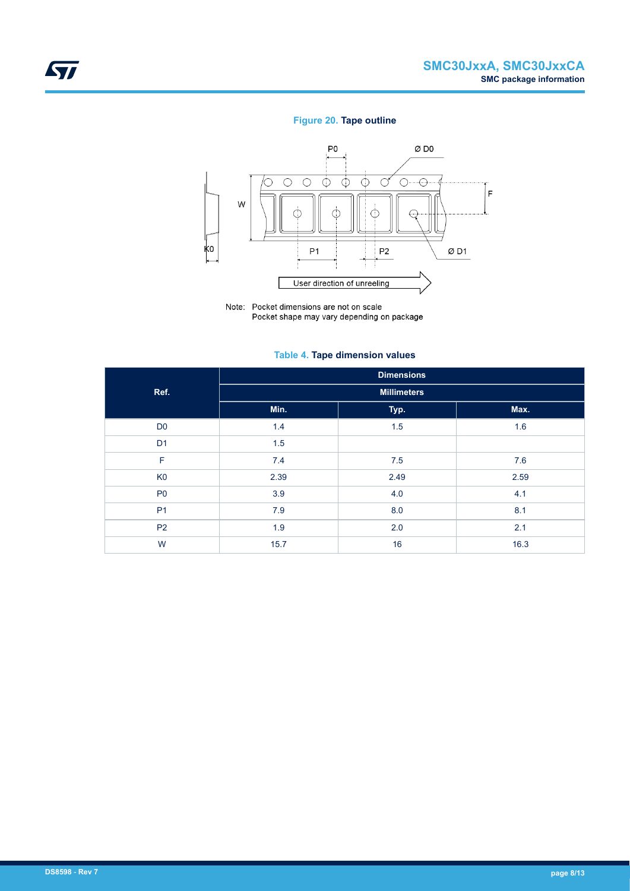**Figure 20. Tape outline**

Note: Pocket dimensions are not on scale
Pocket shape may vary depending on package

**Table 4. Tape dimension values**

| Ref. | Dimensions | | |
|---|---|---|---|
| | Millimeters | | |
| | Min. | Typ. | Max. |
| D0 | 1.4 | 1.5 | 1.6 |
| D1 | 1.5 | | |
| F | 7.4 | 7.5 | 7.6 |
| K0 | 2.39 | 2.49 | 2.59 |
| P0 | 3.9 | 4.0 | 4.1 |
| P1 | 7.9 | 8.0 | 8.1 |
| P2 | 1.9 | 2.0 | 2.1 |
| W | 15.7 | 16 | 16.3 |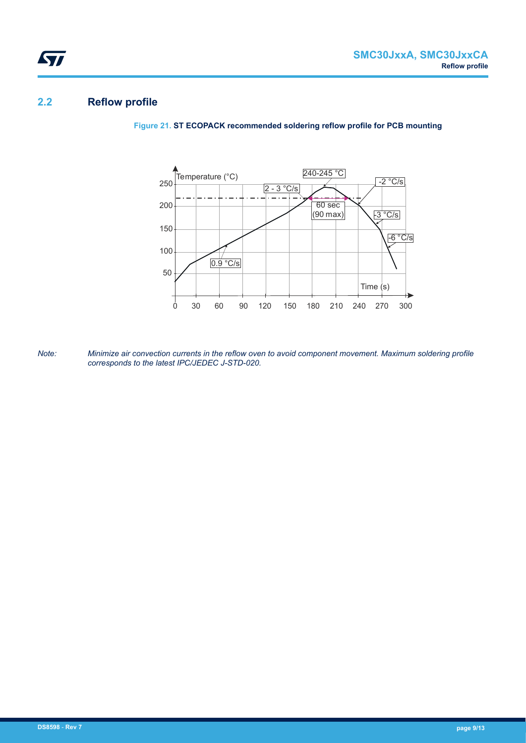## 2.2 Reflow profile

**Figure 21. ST ECOPACK recommended soldering reflow profile for PCB mounting**

*Note: Minimize air convection currents in the reflow oven to avoid component movement. Maximum soldering profile corresponds to the latest IPC/JEDEC J-STD-020.*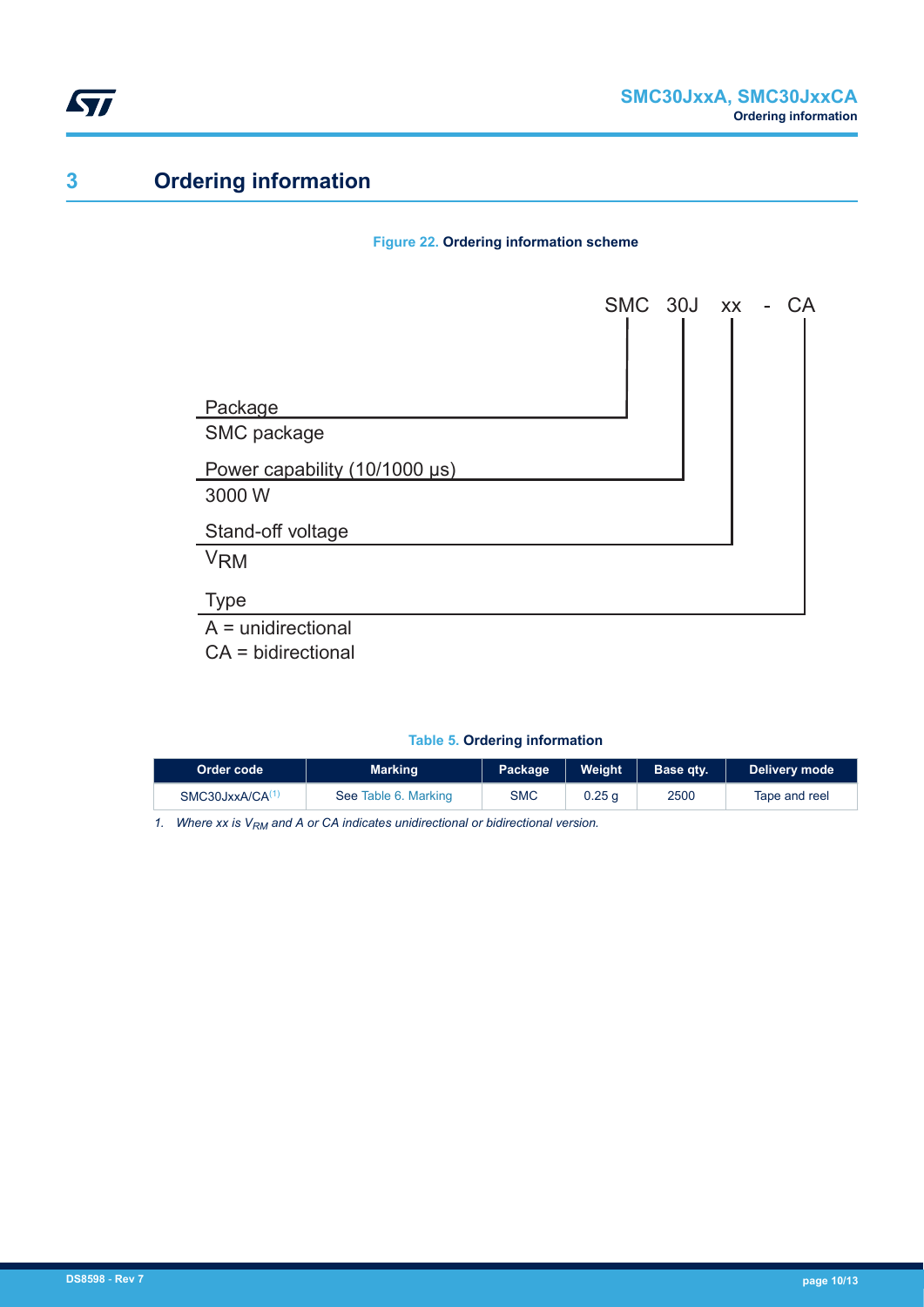# 3 Ordering information

**Figure 22. Ordering information scheme**

SMC 30J xx - CA

Package
SMC package

Power capability (10/1000 µs)
3000 W

Stand-off voltage
$V_{RM}$

Type
A = unidirectional
CA = bidirectional

**Table 5. Ordering information**

| Order code | Marking | Package | Weight | Base qty. | Delivery mode |
| --- | --- | --- | --- | --- | --- |
| SMC30JxxA/CA(1) | See Table 6. Marking | SMC | 0.25 g | 2500 | Tape and reel |

*1. Where xx is $V_{RM}$ and A or CA indicates unidirectional or bidirectional version.*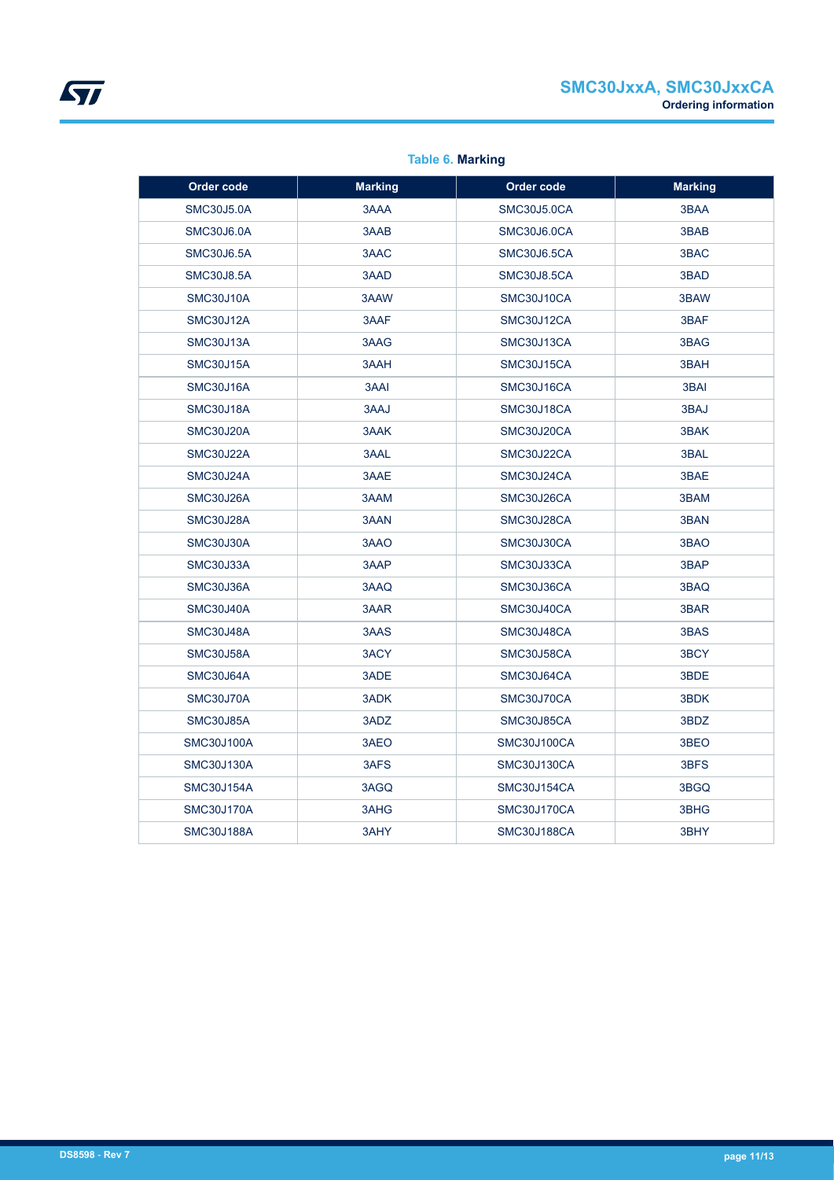**Table 6. Marking**

| Order code | Marking | Order code | Marking |
|---|---|---|---|
| SMC30J5.0A | 3AAA | SMC30J5.0CA | 3BAA |
| SMC30J6.0A | 3AAB | SMC30J6.0CA | 3BAB |
| SMC30J6.5A | 3AAC | SMC30J6.5CA | 3BAC |
| SMC30J8.5A | 3AAD | SMC30J8.5CA | 3BAD |
| SMC30J10A | 3AAW | SMC30J10CA | 3BAW |
| SMC30J12A | 3AAF | SMC30J12CA | 3BAF |
| SMC30J13A | 3AAG | SMC30J13CA | 3BAG |
| SMC30J15A | 3AAH | SMC30J15CA | 3BAH |
| SMC30J16A | 3AAI | SMC30J16CA | 3BAI |
| SMC30J18A | 3AAJ | SMC30J18CA | 3BAJ |
| SMC30J20A | 3AAK | SMC30J20CA | 3BAK |
| SMC30J22A | 3AAL | SMC30J22CA | 3BAL |
| SMC30J24A | 3AAE | SMC30J24CA | 3BAE |
| SMC30J26A | 3AAM | SMC30J26CA | 3BAM |
| SMC30J28A | 3AAN | SMC30J28CA | 3BAN |
| SMC30J30A | 3AAO | SMC30J30CA | 3BAO |
| SMC30J33A | 3AAP | SMC30J33CA | 3BAP |
| SMC30J36A | 3AAQ | SMC30J36CA | 3BAQ |
| SMC30J40A | 3AAR | SMC30J40CA | 3BAR |
| SMC30J48A | 3AAS | SMC30J48CA | 3BAS |
| SMC30J58A | 3ACY | SMC30J58CA | 3BCY |
| SMC30J64A | 3ADE | SMC30J64CA | 3BDE |
| SMC30J70A | 3ADK | SMC30J70CA | 3BDK |
| SMC30J85A | 3ADZ | SMC30J85CA | 3BDZ |
| SMC30J100A | 3AEO | SMC30J100CA | 3BEO |
| SMC30J130A | 3AFS | SMC30J130CA | 3BFS |
| SMC30J154A | 3AGQ | SMC30J154CA | 3BGQ |
| SMC30J170A | 3AHG | SMC30J170CA | 3BHG |
| SMC30J188A | 3AHY | SMC30J188CA | 3BHY |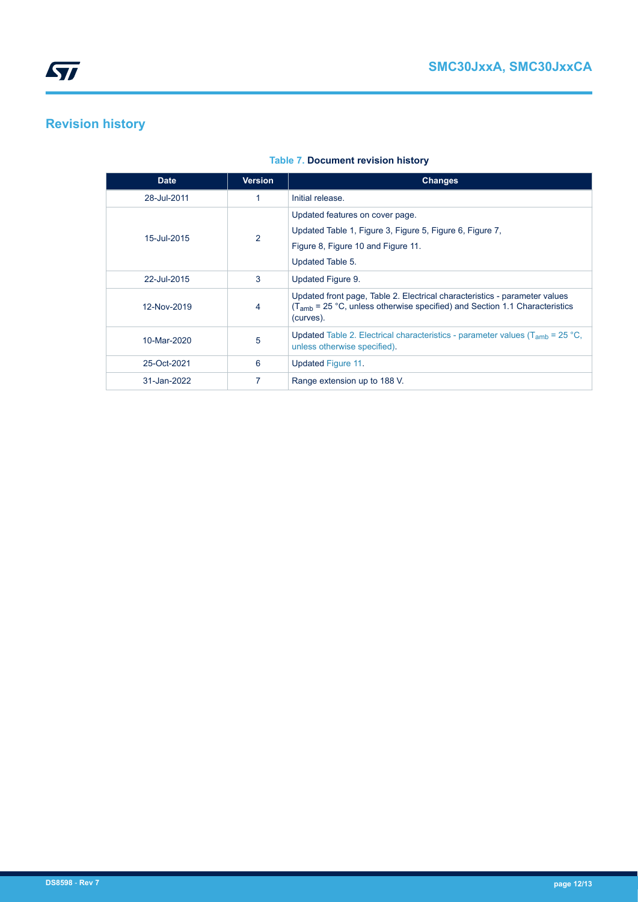## Revision history

**Table 7. Document revision history**

| Date | Version | Changes |
| --- | --- | --- |
| 28-Jul-2011 | 1 | Initial release. |
| 15-Jul-2015 | 2 | Updated features on cover page.<br>Updated Table 1, Figure 3, Figure 5, Figure 6, Figure 7,<br>Figure 8, Figure 10 and Figure 11.<br>Updated Table 5. |
| 22-Jul-2015 | 3 | Updated Figure 9. |
| 12-Nov-2019 | 4 | Updated front page, Table 2. Electrical characteristics - parameter values ($T_{amb}$ = 25 °C, unless otherwise specified) and Section 1.1 Characteristics (curves). |
| 10-Mar-2020 | 5 | Updated Table 2. Electrical characteristics - parameter values ($T_{amb}$ = 25 °C, unless otherwise specified). |
| 25-Oct-2021 | 6 | Updated Figure 11. |
| 31-Jan-2022 | 7 | Range extension up to 188 V. |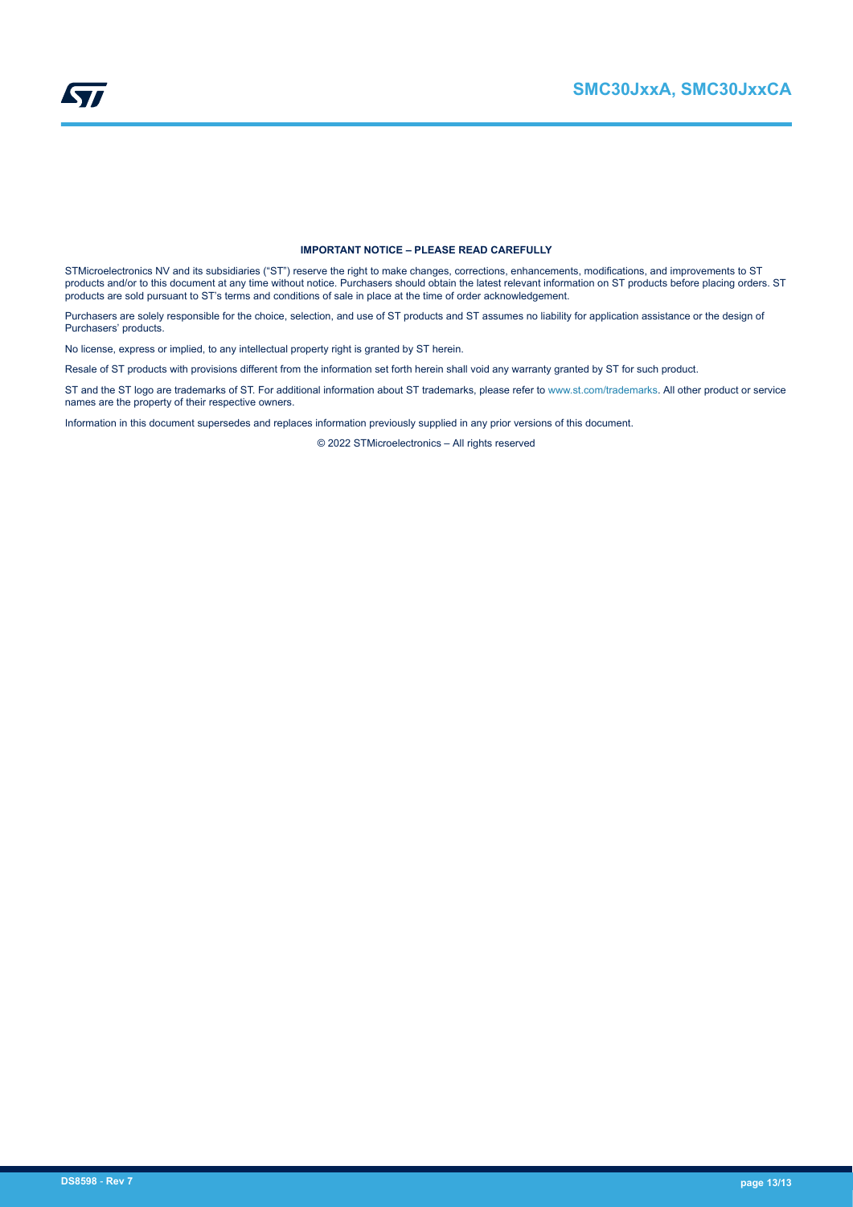**IMPORTANT NOTICE – PLEASE READ CAREFULLY**

STMicroelectronics NV and its subsidiaries ("ST") reserve the right to make changes, corrections, enhancements, modifications, and improvements to ST products and/or to this document at any time without notice. Purchasers should obtain the latest relevant information on ST products before placing orders. ST products are sold pursuant to ST's terms and conditions of sale in place at the time of order acknowledgement.

Purchasers are solely responsible for the choice, selection, and use of ST products and ST assumes no liability for application assistance or the design of Purchasers' products.

No license, express or implied, to any intellectual property right is granted by ST herein.

Resale of ST products with provisions different from the information set forth herein shall void any warranty granted by ST for such product.

ST and the ST logo are trademarks of ST. For additional information about ST trademarks, please refer to www.st.com/trademarks. All other product or service names are the property of their respective owners.

Information in this document supersedes and replaces information previously supplied in any prior versions of this document.

© 2022 STMicroelectronics – All rights reserved